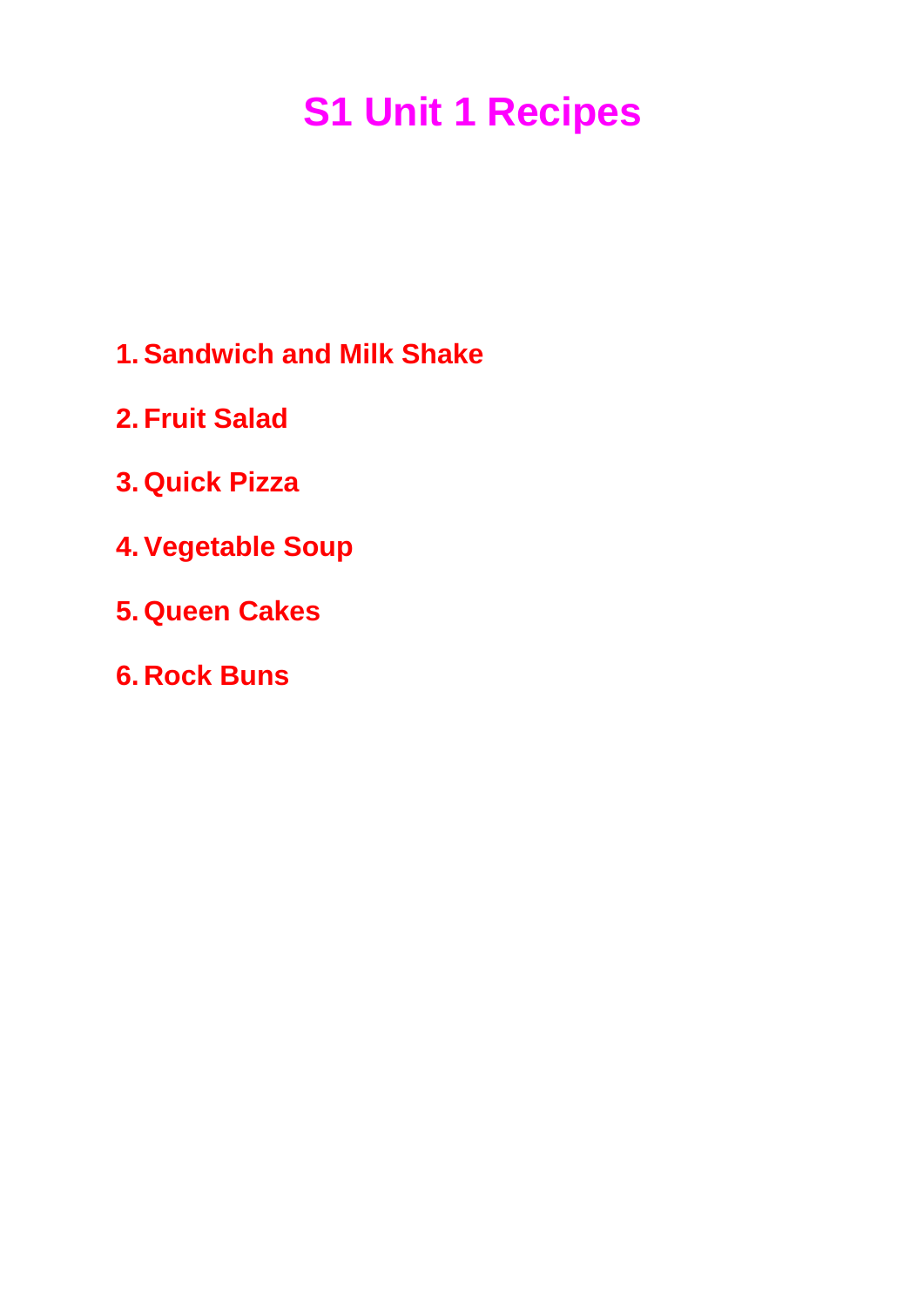# S1 Unit 1 Recipes

1. **Sandwich and Milk Shake**
2. **Fruit Salad**
3. **Quick Pizza**
4. **Vegetable Soup**
5. **Queen Cakes**
6. **Rock Buns**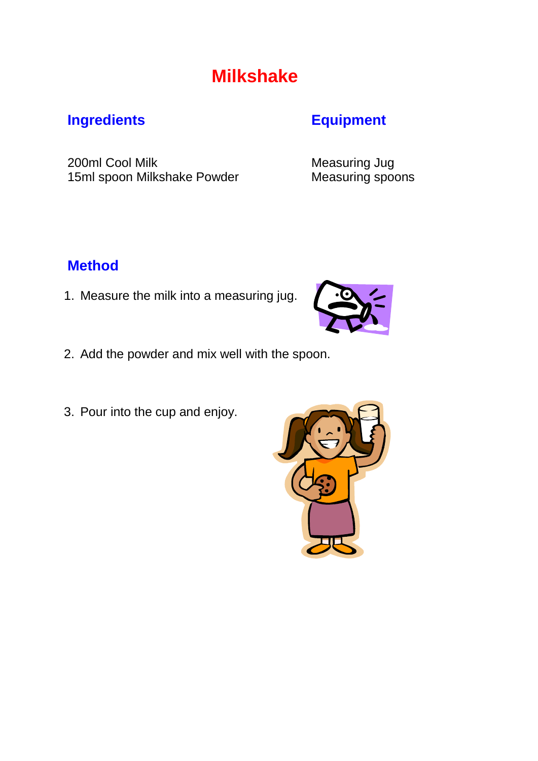# Milkshake

## Ingredients

200ml Cool Milk
15ml spoon Milkshake Powder

## Equipment

Measuring Jug
Measuring spoons

## Method

1. Measure the milk into a measuring jug.
2. Add the powder and mix well with the spoon.
3. Pour into the cup and enjoy.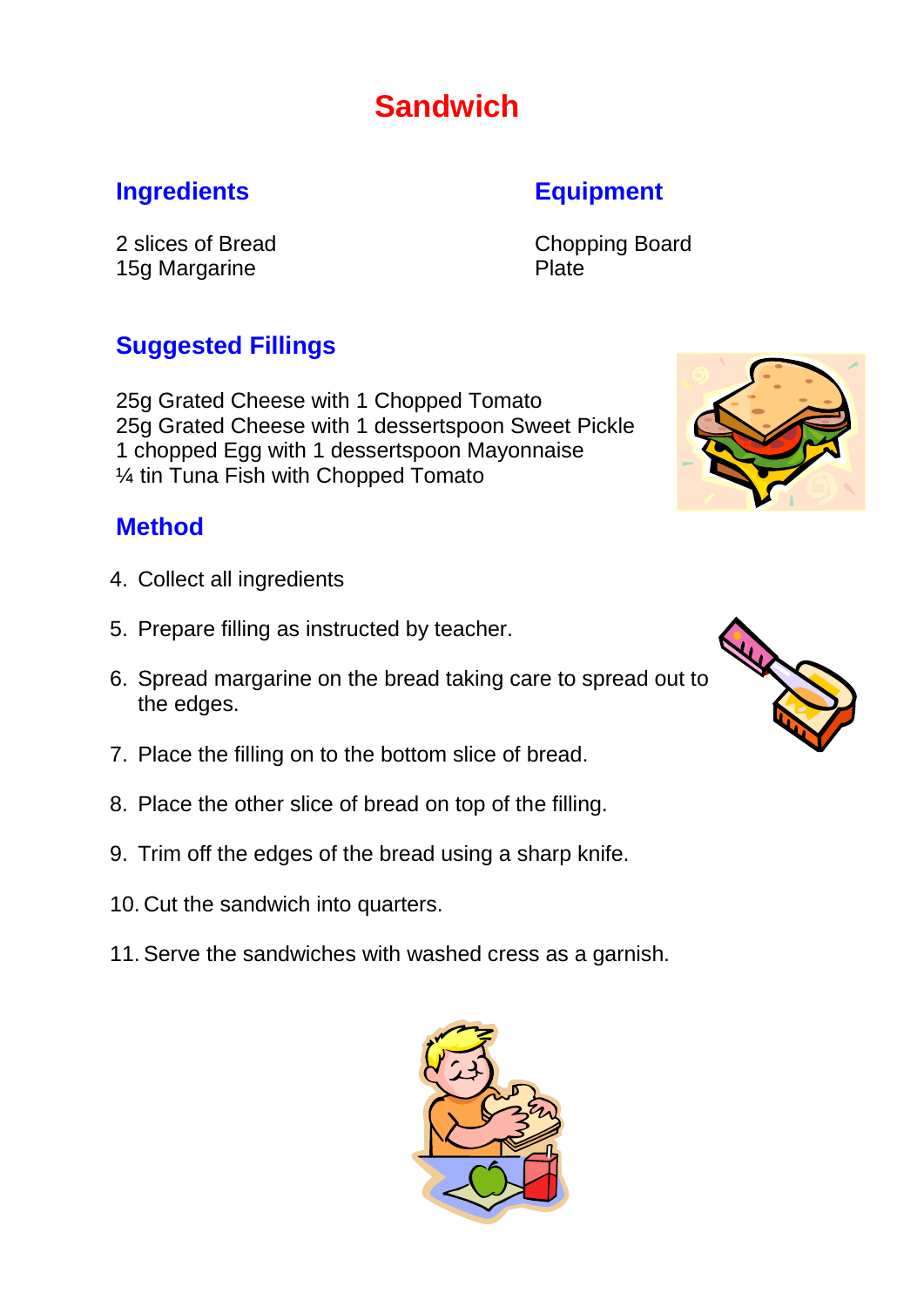# Sandwich

## Ingredients

2 slices of Bread
15g Margarine

## Equipment

Chopping Board
Plate

## Suggested Fillings

25g Grated Cheese with 1 Chopped Tomato
25g Grated Cheese with 1 dessertspoon Sweet Pickle
1 chopped Egg with 1 dessertspoon Mayonnaise
¼ tin Tuna Fish with Chopped Tomato

## Method

4. Collect all ingredients
5. Prepare filling as instructed by teacher.
6. Spread margarine on the bread taking care to spread out to the edges.
7. Place the filling on to the bottom slice of bread.
8. Place the other slice of bread on top of the filling.
9. Trim off the edges of the bread using a sharp knife.
10. Cut the sandwich into quarters.
11. Serve the sandwiches with washed cress as a garnish.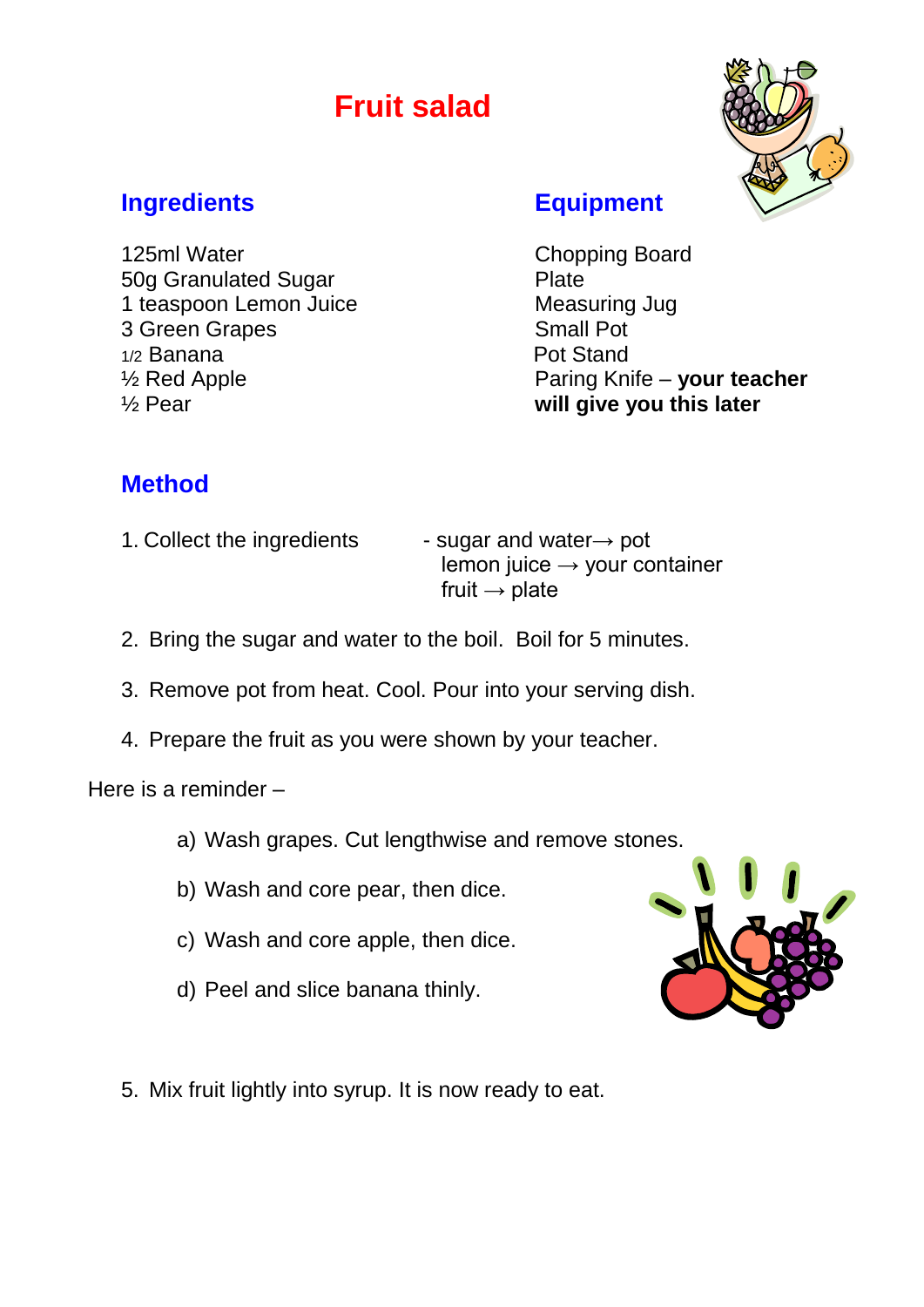# Fruit salad

## Ingredients

125ml Water
50g Granulated Sugar
1 teaspoon Lemon Juice
3 Green Grapes
1/2 Banana
½ Red Apple
½ Pear

## Equipment

Chopping Board
Plate
Measuring Jug
Small Pot
Pot Stand
Paring Knife – **your teacher will give you this later**

## Method

1. Collect the ingredients
   - sugar and water→ pot
   lemon juice → your container
   fruit → plate

2. Bring the sugar and water to the boil. Boil for 5 minutes.

3. Remove pot from heat. Cool. Pour into your serving dish.

4. Prepare the fruit as you were shown by your teacher.

Here is a reminder –

a) Wash grapes. Cut lengthwise and remove stones.

b) Wash and core pear, then dice.

c) Wash and core apple, then dice.

d) Peel and slice banana thinly.

5. Mix fruit lightly into syrup. It is now ready to eat.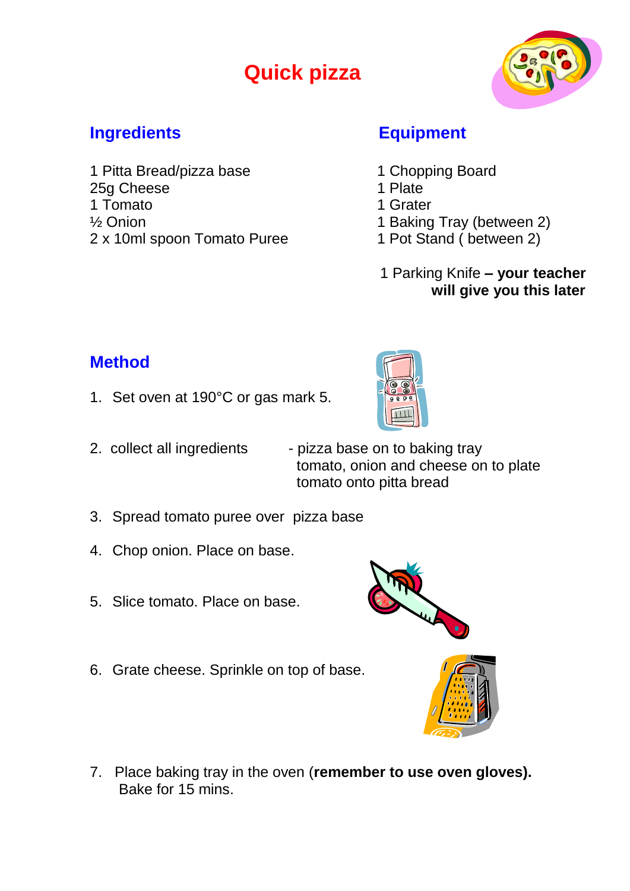# Quick pizza

## Ingredients

1 Pitta Bread/pizza base
25g Cheese
1 Tomato
½ Onion
2 x 10ml spoon Tomato Puree

## Equipment

1 Chopping Board
1 Plate
1 Grater
1 Baking Tray (between 2)
1 Pot Stand ( between 2)

1 Parking Knife **– your teacher will give you this later**

## Method

1. Set oven at 190°C or gas mark 5.
2. collect all ingredients
   - pizza base on to baking tray
   tomato, onion and cheese on to plate
   tomato onto pitta bread
3. Spread tomato puree over pizza base
4. Chop onion. Place on base.
5. Slice tomato. Place on base.
6. Grate cheese. Sprinkle on top of base.
7. Place baking tray in the oven (**remember to use oven gloves).**
   Bake for 15 mins.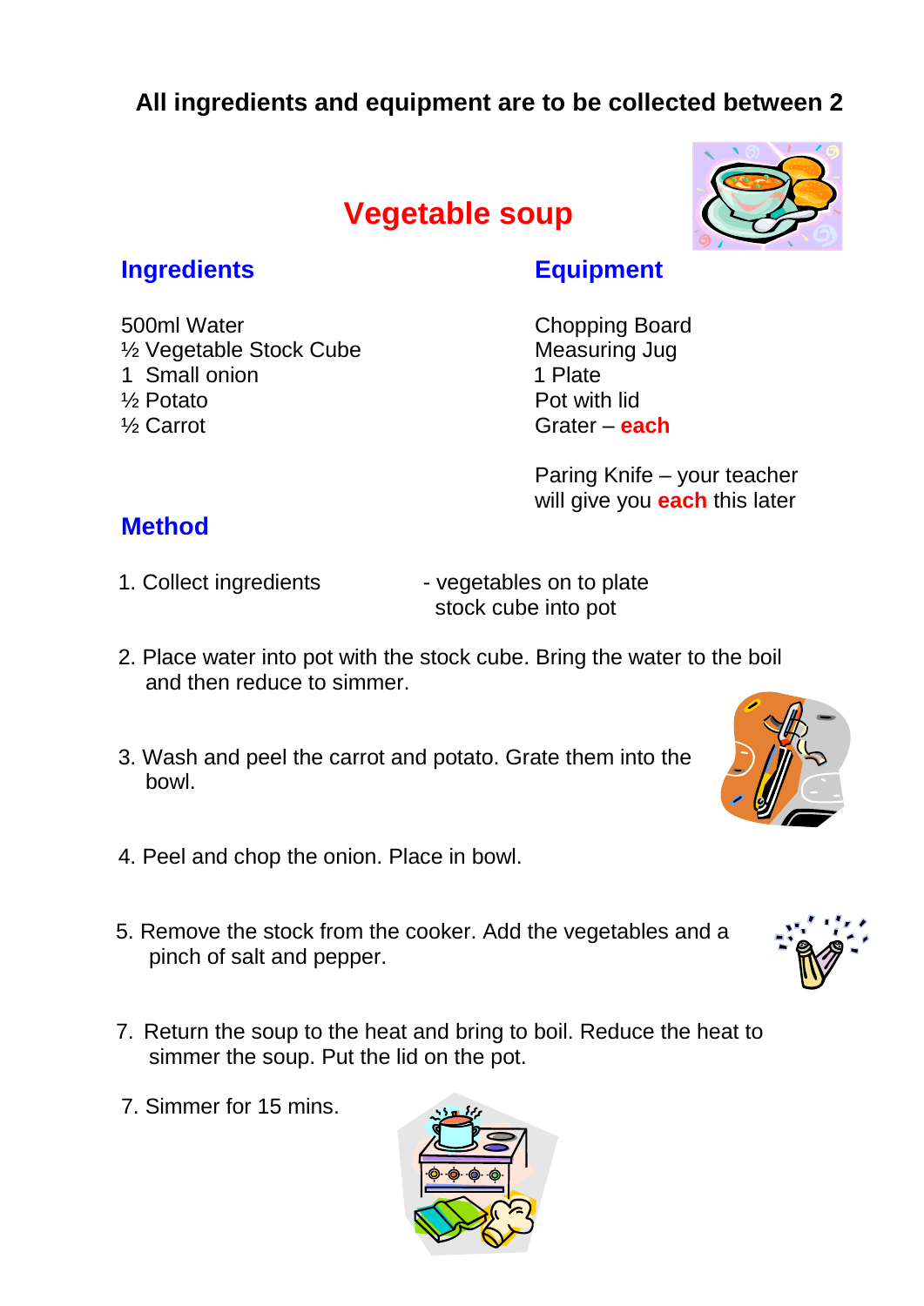**All ingredients and equipment are to be collected between 2**

# Vegetable soup

## Ingredients

500ml Water
½ Vegetable Stock Cube
1 Small onion
½ Potato
½ Carrot

## Equipment

Chopping Board
Measuring Jug
1 Plate
Pot with lid
Grater – **each**

Paring Knife – your teacher will give you **each** this later

## Method

1. Collect ingredients - vegetables on to plate
   stock cube into pot

2. Place water into pot with the stock cube. Bring the water to the boil and then reduce to simmer.

3. Wash and peel the carrot and potato. Grate them into the bowl.

4. Peel and chop the onion. Place in bowl.

5. Remove the stock from the cooker. Add the vegetables and a pinch of salt and pepper.

7. Return the soup to the heat and bring to boil. Reduce the heat to simmer the soup. Put the lid on the pot.

7. Simmer for 15 mins.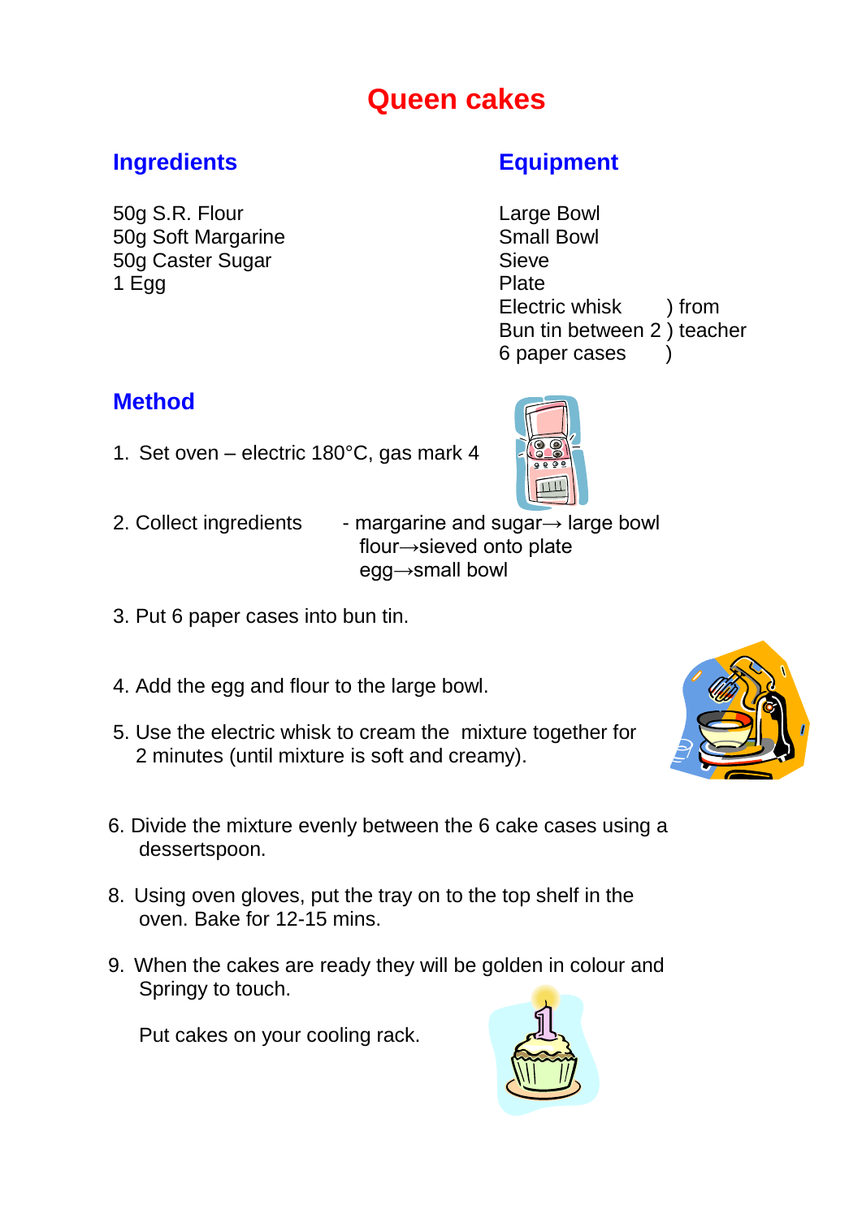# Queen cakes

## Ingredients

50g S.R. Flour
50g Soft Margarine
50g Caster Sugar
1 Egg

## Equipment

Large Bowl
Small Bowl
Sieve
Plate
Electric whisk ) from
Bun tin between 2 ) teacher
6 paper cases )

## Method

1. Set oven – electric 180°C, gas mark 4

2. Collect ingredients - margarine and sugar→ large bowl
   flour→sieved onto plate
   egg→small bowl

3. Put 6 paper cases into bun tin.

4. Add the egg and flour to the large bowl.

5. Use the electric whisk to cream the mixture together for 2 minutes (until mixture is soft and creamy).

6. Divide the mixture evenly between the 6 cake cases using a dessertspoon.

8. Using oven gloves, put the tray on to the top shelf in the oven. Bake for 12-15 mins.

9. When the cakes are ready they will be golden in colour and Springy to touch.

   Put cakes on your cooling rack.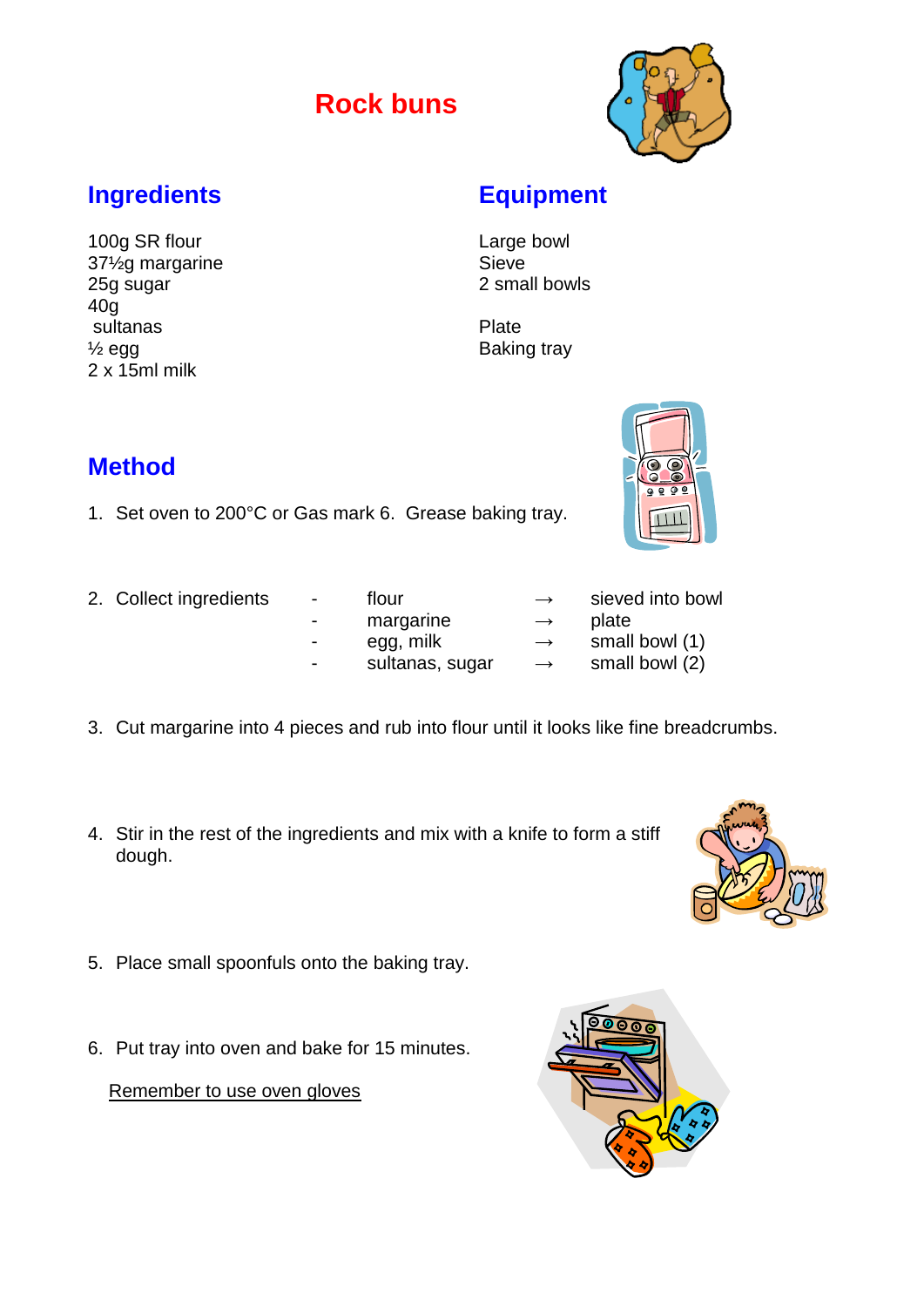# Rock buns

## Ingredients

100g SR flour
37½g margarine
25g sugar
40g sultanas
½ egg
2 x 15ml milk

## Equipment

Large bowl
Sieve
2 small bowls

Plate
Baking tray

## Method

1. Set oven to 200°C or Gas mark 6. Grease baking tray.

2. Collect ingredients
   - flour → sieved into bowl
   - margarine → plate
   - egg, milk → small bowl (1)
   - sultanas, sugar → small bowl (2)

3. Cut margarine into 4 pieces and rub into flour until it looks like fine breadcrumbs.

4. Stir in the rest of the ingredients and mix with a knife to form a stiff dough.

5. Place small spoonfuls onto the baking tray.

6. Put tray into oven and bake for 15 minutes.

   Remember to use oven gloves